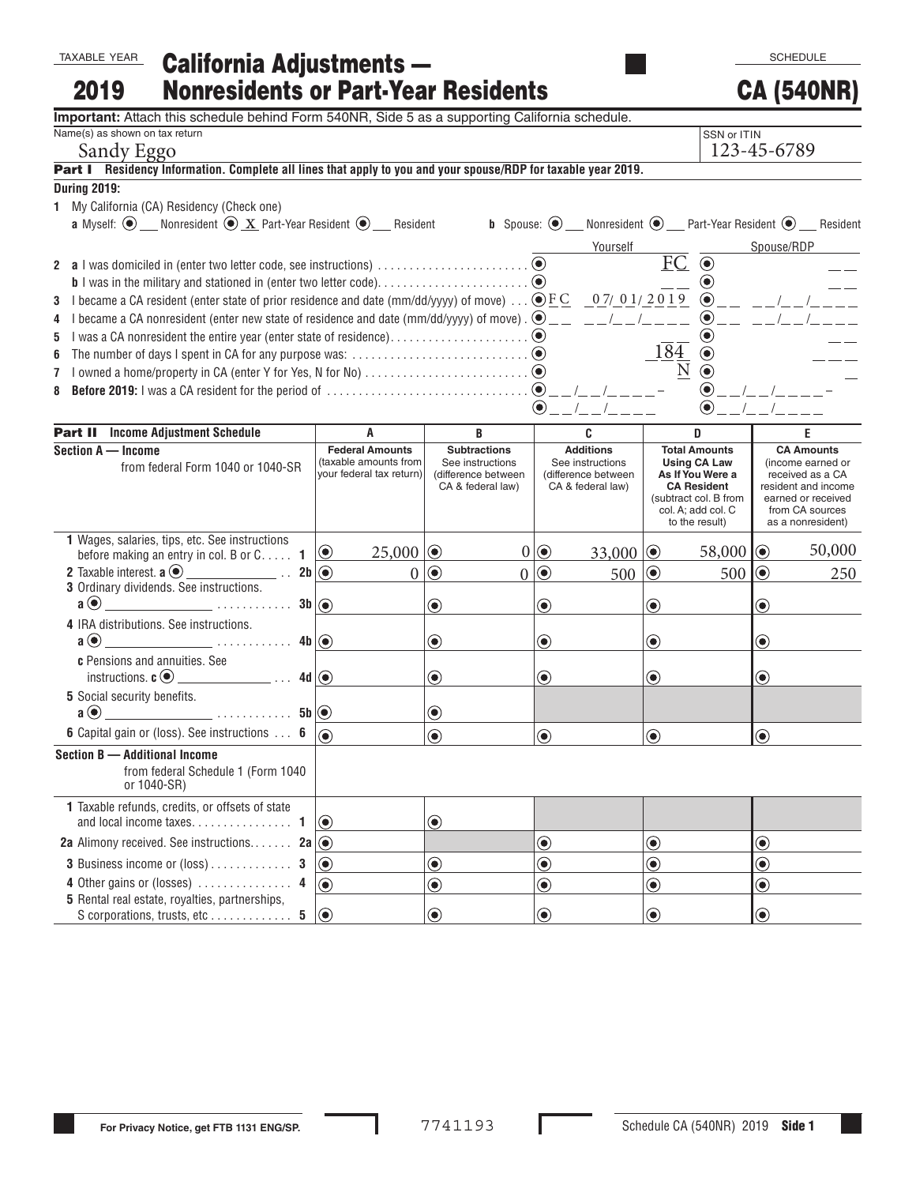TAXABLE YEAR **2019**

# California Adjustments — Nonresidents or Part-Year Residents

SCHEDULE **CA (540NR)**

**Important:** Attach this schedule behind Form 540NR, Side 5 as a supporting California schedule.

Name(s) as shown on tax return: Sandy Eggo

SSN or ITIN: 123-45-6789

**Part I Residency Information. Complete all lines that apply to you and your spouse/RDP for taxable year 2019.**

**During 2019:**

1 My California (CA) Residency (Check one)

**a** Myself: ___ Nonresident  X Part-Year Resident  ___ Resident

**b** Spouse: ___ Nonresident  ___ Part-Year Resident  ___ Resident

| | Yourself | Spouse/RDP |
|---|---|---|
| 2 a I was domiciled in (enter two letter code, see instructions) | FC | __ |
| b I was in the military and stationed in (enter two letter code). | __ | __ |
| 3 I became a CA resident (enter state of prior residence and date (mm/dd/yyyy) of move) | FC 07/01/2019 | __ __/__/____ |
| 4 I became a CA nonresident (enter new state of residence and date (mm/dd/yyyy) of move) | __ __/__/____ | __ __/__/____ |
| 5 I was a CA nonresident the entire year (enter state of residence) | __ | __ |
| 6 The number of days I spent in CA for any purpose was: | 184 | ___ |
| 7 I owned a home/property in CA (enter Y for Yes, N for No) | N | _ |
| 8 **Before 2019:** I was a CA resident for the period of | __/__/____ – __/__/____ | __/__/____ – __/__/____ |

**Part II Income Adjustment Schedule**

| Section A — Income from federal Form 1040 or 1040-SR | A Federal Amounts (taxable amounts from your federal tax return) | B Subtractions See instructions (difference between CA & federal law) | C Additions See instructions (difference between CA & federal law) | D Total Amounts Using CA Law As If You Were a CA Resident (subtract col. B from col. A; add col. C to the result) | E CA Amounts (income earned or received as a CA resident and income earned or received from CA sources as a nonresident) |
|---|---|---|---|---|---|
| 1 Wages, salaries, tips, etc. See instructions before making an entry in col. B or C ..... 1 | 25,000 | 0 | 33,000 | 58,000 | 50,000 |
| 2 Taxable interest. a ______ .. 2b | 0 | 0 | 500 | 500 | 250 |
| 3 Ordinary dividends. See instructions. a ______ .... 3b | | | | | |
| 4 IRA distributions. See instructions. a ______ .... 4b | | | | | |
| c Pensions and annuities. See instructions. c ______ ... 4d | | | | | |
| 5 Social security benefits. a ______ .... 5b | | | | | |
| 6 Capital gain or (loss). See instructions ... 6 | | | | | |
| **Section B — Additional Income** from federal Schedule 1 (Form 1040 or 1040-SR) | | | | | |
| 1 Taxable refunds, credits, or offsets of state and local income taxes. .... 1 | | | | | |
| 2a Alimony received. See instructions. .... 2a | | | | | |
| 3 Business income or (loss) .... 3 | | | | | |
| 4 Other gains or (losses) .... 4 | | | | | |
| 5 Rental real estate, royalties, partnerships, S corporations, trusts, etc .... 5 | | | | | |

For Privacy Notice, get FTB 1131 ENG/SP.

7741193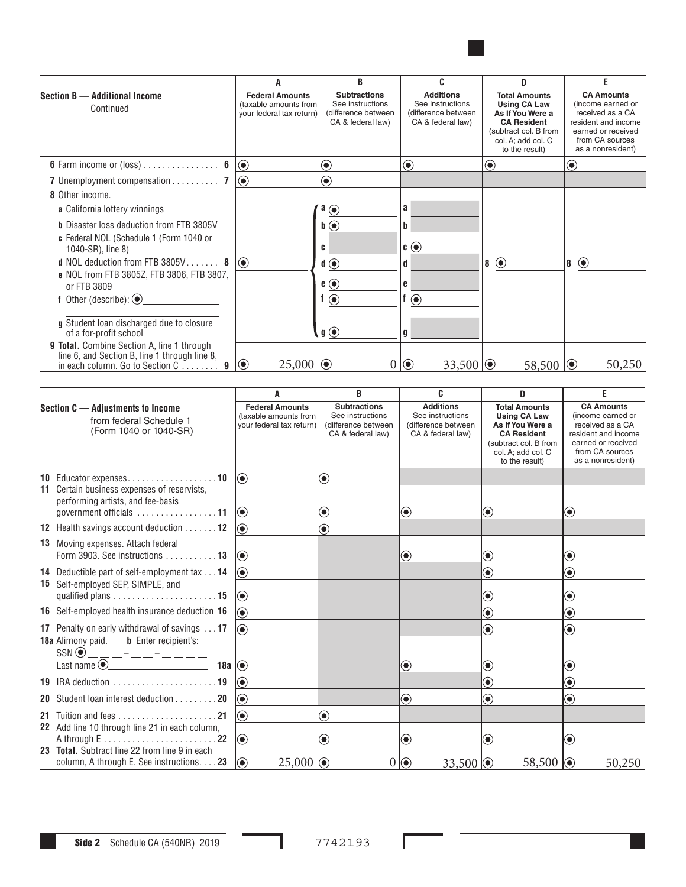| Section B — Additional Income Continued | A Federal Amounts (taxable amounts from your federal tax return) | B Subtractions See instructions (difference between CA & federal law) | C Additions See instructions (difference between CA & federal law) | D Total Amounts Using CA Law As If You Were a CA Resident (subtract col. B from col. A; add col. C to the result) | E CA Amounts (income earned or received as a CA resident and income earned or received from CA sources as a nonresident) |
|---|---|---|---|---|---|
| 6 Farm income or (loss) . . . . . . . . . . . . . . . . 6 | | | | | |
| 7 Unemployment compensation . . . . . . . . . . 7 | | | | | |
| 8 Other income. | | | | | |
| a California lottery winnings | | a | a | | |
| b Disaster loss deduction from FTB 3805V | | b | b | | |
| c Federal NOL (Schedule 1 (Form 1040 or 1040-SR), line 8) | | c | c | | |
| d NOL deduction from FTB 3805V . . . . . . . 8 | | d | d | 8 | 8 |
| e NOL from FTB 3805Z, FTB 3806, FTB 3807, or FTB 3809 | | e | e | | |
| f Other (describe): | | f | f | | |
| g Student loan discharged due to closure of a for-profit school | | g | g | | |
| 9 **Total.** Combine Section A, line 1 through line 6, and Section B, line 1 through line 8, in each column. Go to Section C . . . . . . . . 9 | 25,000 | 0 | 33,500 | 58,500 | 50,250 |

| Section C — Adjustments to Income from federal Schedule 1 (Form 1040 or 1040-SR) | A Federal Amounts (taxable amounts from your federal tax return) | B Subtractions See instructions (difference between CA & federal law) | C Additions See instructions (difference between CA & federal law) | D Total Amounts Using CA Law As If You Were a CA Resident (subtract col. B from col. A; add col. C to the result) | E CA Amounts (income earned or received as a CA resident and income earned or received from CA sources as a nonresident) |
|---|---|---|---|---|---|
| 10 Educator expenses. . . . . . . . . . . . . . . . . . . 10 | | | | | |
| 11 Certain business expenses of reservists, performing artists, and fee-basis government officials . . . . . . . . . . . . . . . . 11 | | | | | |
| 12 Health savings account deduction . . . . . . . 12 | | | | | |
| 13 Moving expenses. Attach federal Form 3903. See instructions . . . . . . . . . . . 13 | | | | | |
| 14 Deductible part of self-employment tax . . . 14 | | | | | |
| 15 Self-employed SEP, SIMPLE, and qualified plans . . . . . . . . . . . . . . . . . . . . . . 15 | | | | | |
| 16 Self-employed health insurance deduction 16 | | | | | |
| 17 Penalty on early withdrawal of savings . . . 17 | | | | | |
| 18a Alimony paid. b Enter recipient's: SSN __ __ __ – __ __ – __ __ __ __ Last name ______ 18a | | | | | |
| 19 IRA deduction . . . . . . . . . . . . . . . . . . . . . 19 | | | | | |
| 20 Student loan interest deduction . . . . . . . . . 20 | | | | | |
| 21 Tuition and fees . . . . . . . . . . . . . . . . . . . . 21 | | | | | |
| 22 Add line 10 through line 21 in each column, A through E . . . . . . . . . . . . . . . . . . . . . . . 22 | | | | | |
| 23 **Total.** Subtract line 22 from line 9 in each column, A through E. See instructions. . . . 23 | 25,000 | 0 | 33,500 | 58,500 | 50,250 |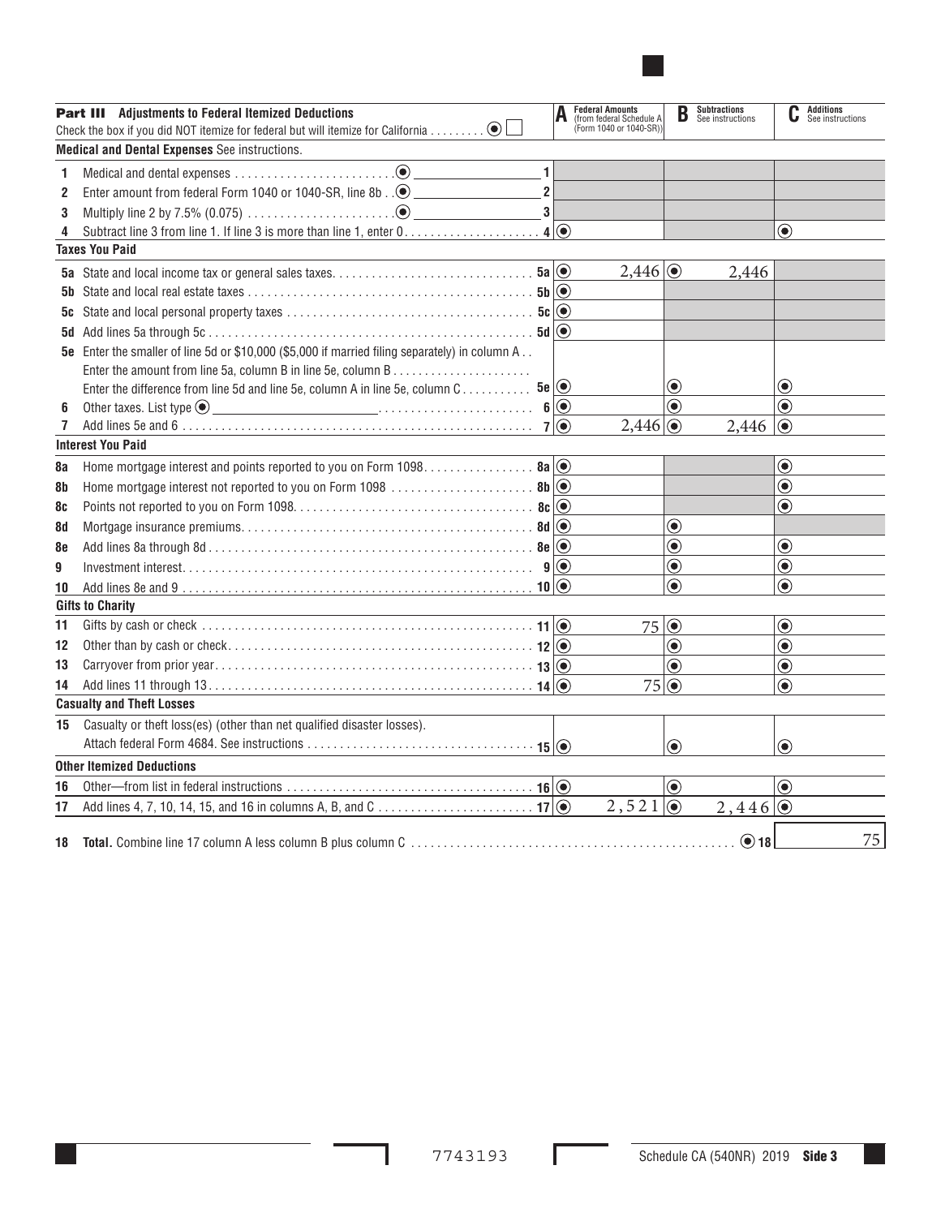## Part III Adjustments to Federal Itemized Deductions

Check the box if you did NOT itemize for federal but will itemize for California . . . . . . . . . ☐

| Line | Description | A Federal Amounts (from federal Schedule A (Form 1040 or 1040-SR)) | B Subtractions See instructions | C Additions See instructions |
|---|---|---|---|---|
| | **Medical and Dental Expenses** See instructions. | | | |
| 1 | Medical and dental expenses . . . . . . . . . . . . . . . . . . . . . . . . 1 | | | |
| 2 | Enter amount from federal Form 1040 or 1040-SR, line 8b . . 2 | | | |
| 3 | Multiply line 2 by 7.5% (0.075) . . . . . . . . . . . . . . . . . . . . . . . 3 | | | |
| 4 | Subtract line 3 from line 1. If line 3 is more than line 1, enter 0 . . . . . . . . . . . . . . . . . . . . 4 | | | |
| | **Taxes You Paid** | | | |
| 5a | State and local income tax or general sales taxes. . . . . . . . . . . . . . . . . . . . . . . . . . . . . . 5a | 2,446 | 2,446 | |
| 5b | State and local real estate taxes . . . . . . . . . . . . . . . . . . . . . . . . . . . . . . . . . . . . . . . . . . . 5b | | | |
| 5c | State and local personal property taxes . . . . . . . . . . . . . . . . . . . . . . . . . . . . . . . . . . . . . 5c | | | |
| 5d | Add lines 5a through 5c . . . . . . . . . . . . . . . . . . . . . . . . . . . . . . . . . . . . . . . . . . . . . . . . . 5d | | | |
| 5e | Enter the smaller of line 5d or $10,000 ($5,000 if married filing separately) in column A . . Enter the amount from line 5a, column B in line 5e, column B . . . . . . . . . . . . . . . . . . . . . Enter the difference from line 5d and line 5e, column A in line 5e, column C . . . . . . . . . . . 5e | | | |
| 6 | Other taxes. List type ______________________ . . . . . . . . . . . . . . . . . . . . . . . 6 | | | |
| 7 | Add lines 5e and 6 . . . . . . . . . . . . . . . . . . . . . . . . . . . . . . . . . . . . . . . . . . . . . . . . . . . . 7 | 2,446 | 2,446 | |
| | **Interest You Paid** | | | |
| 8a | Home mortgage interest and points reported to you on Form 1098. . . . . . . . . . . . . . . . . 8a | | | |
| 8b | Home mortgage interest not reported to you on Form 1098 . . . . . . . . . . . . . . . . . . . . . . 8b | | | |
| 8c | Points not reported to you on Form 1098. . . . . . . . . . . . . . . . . . . . . . . . . . . . . . . . . . . . 8c | | | |
| 8d | Mortgage insurance premiums. . . . . . . . . . . . . . . . . . . . . . . . . . . . . . . . . . . . . . . . . . . . 8d | | | |
| 8e | Add lines 8a through 8d . . . . . . . . . . . . . . . . . . . . . . . . . . . . . . . . . . . . . . . . . . . . . . . . . 8e | | | |
| 9 | Investment interest. . . . . . . . . . . . . . . . . . . . . . . . . . . . . . . . . . . . . . . . . . . . . . . . . . . . . 9 | | | |
| 10 | Add lines 8e and 9 . . . . . . . . . . . . . . . . . . . . . . . . . . . . . . . . . . . . . . . . . . . . . . . . . . . . 10 | | | |
| | **Gifts to Charity** | | | |
| 11 | Gifts by cash or check . . . . . . . . . . . . . . . . . . . . . . . . . . . . . . . . . . . . . . . . . . . . . . . . . 11 | 75 | | |
| 12 | Other than by cash or check. . . . . . . . . . . . . . . . . . . . . . . . . . . . . . . . . . . . . . . . . . . . . 12 | | | |
| 13 | Carryover from prior year. . . . . . . . . . . . . . . . . . . . . . . . . . . . . . . . . . . . . . . . . . . . . . . 13 | | | |
| 14 | Add lines 11 through 13. . . . . . . . . . . . . . . . . . . . . . . . . . . . . . . . . . . . . . . . . . . . . . . . 14 | 75 | | |
| | **Casualty and Theft Losses** | | | |
| 15 | Casualty or theft loss(es) (other than net qualified disaster losses). Attach federal Form 4684. See instructions . . . . . . . . . . . . . . . . . . . . . . . . . . . . . . . . . . 15 | | | |
| | **Other Itemized Deductions** | | | |
| 16 | Other—from list in federal instructions . . . . . . . . . . . . . . . . . . . . . . . . . . . . . . . . . . . . . 16 | | | |
| 17 | Add lines 4, 7, 10, 14, 15, and 16 in columns A, B, and C . . . . . . . . . . . . . . . . . . . . . . . . 17 | 2,521 | 2,446 | |

| Line | Description | Amount |
|---|---|---|
| 18 | **Total.** Combine line 17 column A less column B plus column C . . . . . . . . . . . . . . . . . . . . . . . . . . . . . . . . . . . . . . . . . . . . . . . . . 18 | 75 |

7743193

Schedule CA (540NR) 2019 **Side 3**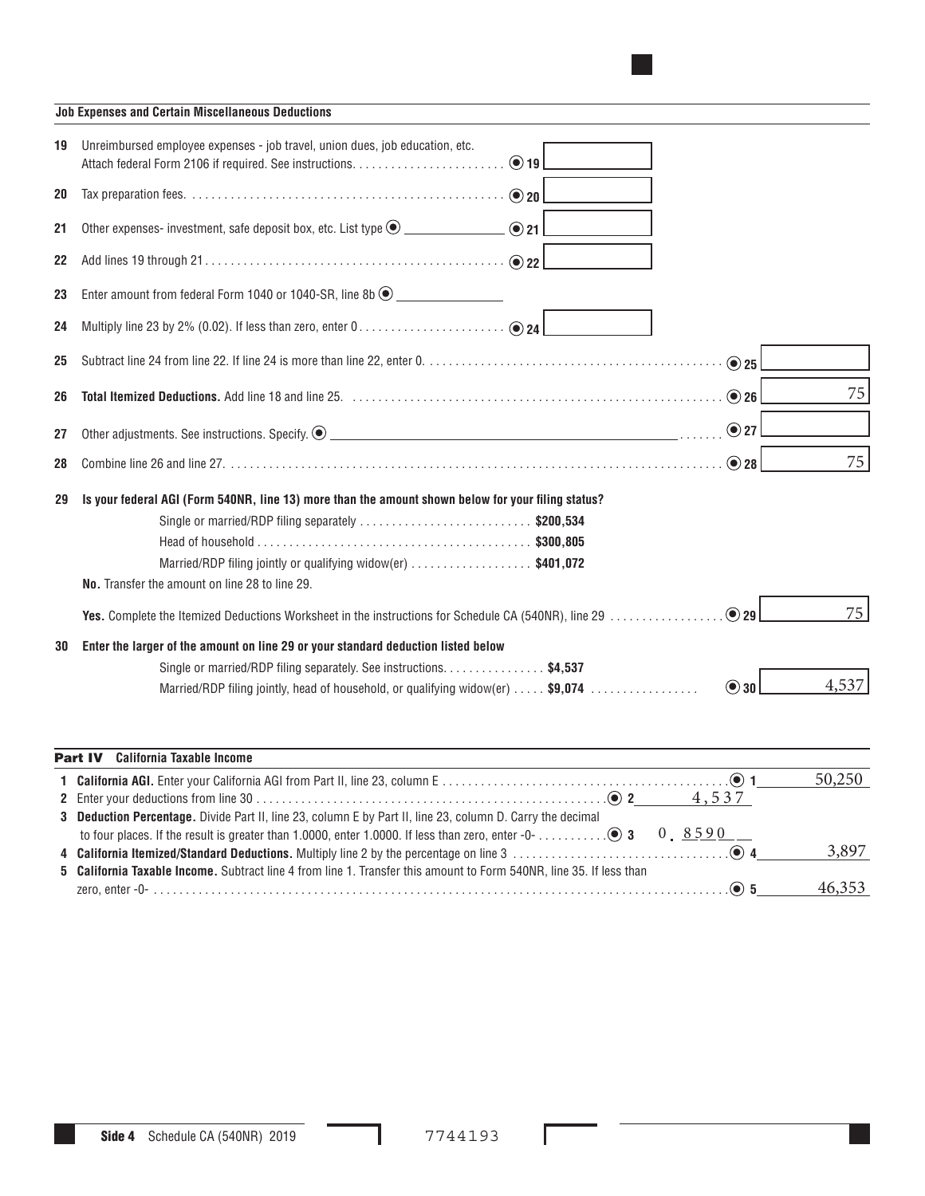### Job Expenses and Certain Miscellaneous Deductions

| Line | Description | | Amount |
|---|---|---|---|
| 19 | Unreimbursed employee expenses - job travel, union dues, job education, etc. Attach federal Form 2106 if required. See instructions. | 19 | |
| 20 | Tax preparation fees. | 20 | |
| 21 | Other expenses- investment, safe deposit box, etc. List type ______________ | 21 | |
| 22 | Add lines 19 through 21 | 22 | |
| 23 | Enter amount from federal Form 1040 or 1040-SR, line 8b ______________ | | |
| 24 | Multiply line 23 by 2% (0.02). If less than zero, enter 0 | 24 | |
| 25 | Subtract line 24 from line 22. If line 24 is more than line 22, enter 0. | 25 | |
| 26 | **Total Itemized Deductions.** Add line 18 and line 25. | 26 | 75 |
| 27 | Other adjustments. See instructions. Specify. ______________ | 27 | |
| 28 | Combine line 26 and line 27. | 28 | 75 |

**29 Is your federal AGI (Form 540NR, line 13) more than the amount shown below for your filing status?**

Single or married/RDP filing separately . . . . . **$200,534**
Head of household . . . . . **$300,805**
Married/RDP filing jointly or qualifying widow(er) . . . . . **$401,072**

**No.** Transfer the amount on line 28 to line 29.

**Yes.** Complete the Itemized Deductions Worksheet in the instructions for Schedule CA (540NR), line 29 . . . . . 29 75

**30 Enter the larger of the amount on line 29 or your standard deduction listed below**

Single or married/RDP filing separately. See instructions. . . . . **$4,537**
Married/RDP filing jointly, head of household, or qualifying widow(er) . . . . . **$9,074** . . . . . 30 4,537

## Part IV California Taxable Income

| Line | Description | | Amount |
|---|---|---|---|
| 1 | **California AGI.** Enter your California AGI from Part II, line 23, column E | 1 | 50,250 |
| 2 | Enter your deductions from line 30 | 2 | 4,537 |
| 3 | **Deduction Percentage.** Divide Part II, line 23, column E by Part II, line 23, column D. Carry the decimal to four places. If the result is greater than 1.0000, enter 1.0000. If less than zero, enter -0- | 3 | 0.8590 |
| 4 | **California Itemized/Standard Deductions.** Multiply line 2 by the percentage on line 3 | 4 | 3,897 |
| 5 | **California Taxable Income.** Subtract line 4 from line 1. Transfer this amount to Form 540NR, line 35. If less than zero, enter -0- | 5 | 46,353 |